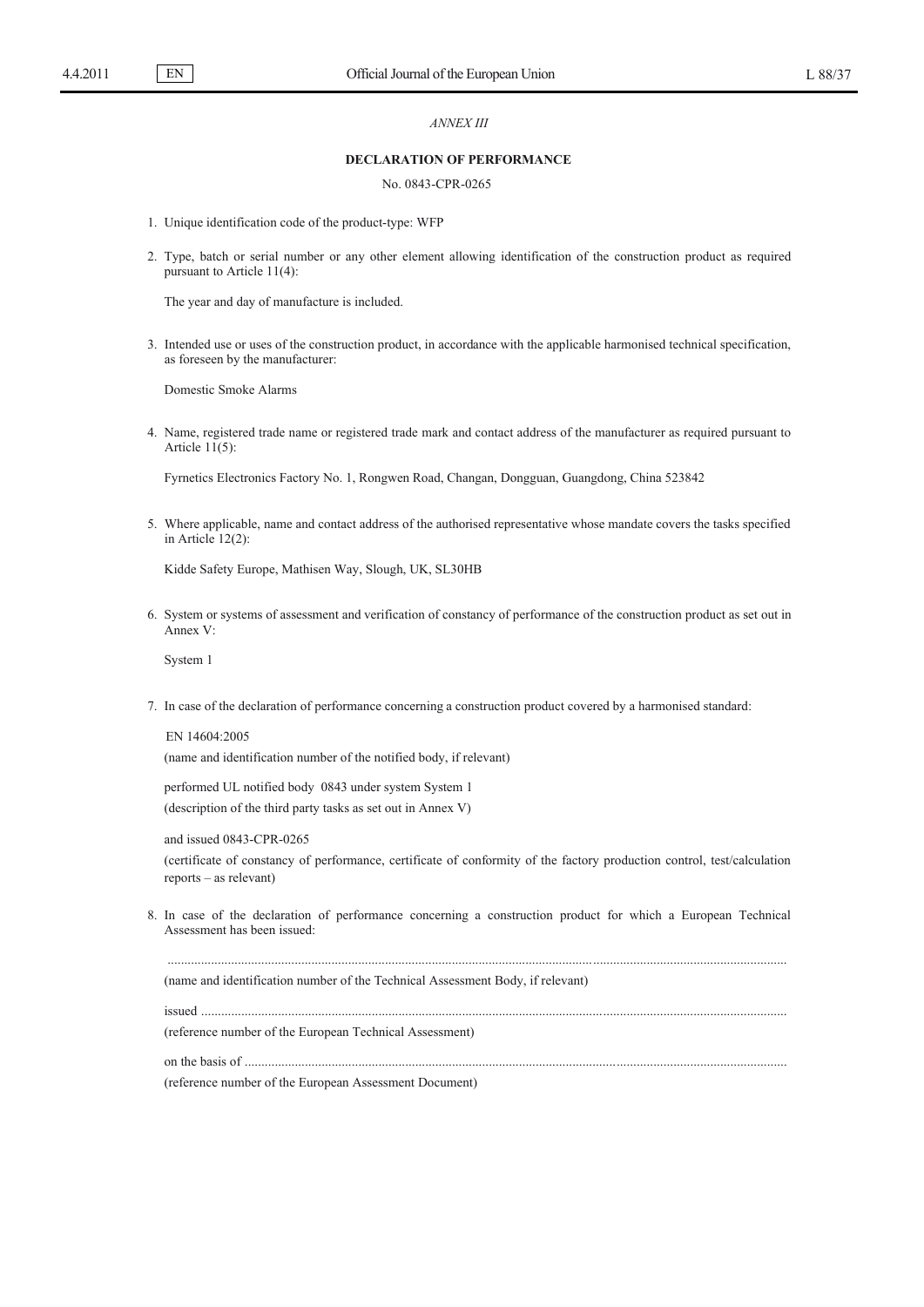*ANNEX III*

**DECLARATION OF PERFORMANCE**

No. 0843-CPR-0265

1. Unique identification code of the product-type: WFP

2. Type, batch or serial number or any other element allowing identification of the construction product as required pursuant to Article 11(4):

   The year and day of manufacture is included.

3. Intended use or uses of the construction product, in accordance with the applicable harmonised technical specification, as foreseen by the manufacturer:

   Domestic Smoke Alarms

4. Name, registered trade name or registered trade mark and contact address of the manufacturer as required pursuant to Article 11(5):

   Fyrnetics Electronics Factory No. 1, Rongwen Road, Changan, Dongguan, Guangdong, China 523842

5. Where applicable, name and contact address of the authorised representative whose mandate covers the tasks specified in Article 12(2):

   Kidde Safety Europe, Mathisen Way, Slough, UK, SL30HB

6. System or systems of assessment and verification of constancy of performance of the construction product as set out in Annex V:

   System 1

7. In case of the declaration of performance concerning a construction product covered by a harmonised standard:

   EN 14604:2005

   (name and identification number of the notified body, if relevant)

   performed UL notified body 0843 under system System 1

   (description of the third party tasks as set out in Annex V)

   and issued 0843-CPR-0265

   (certificate of constancy of performance, certificate of conformity of the factory production control, test/calculation reports – as relevant)

8. In case of the declaration of performance concerning a construction product for which a European Technical Assessment has been issued:

   ..............................................................................................................................................................................

   (name and identification number of the Technical Assessment Body, if relevant)

   issued ..............................................................................................................................................................

   (reference number of the European Technical Assessment)

   on the basis of ...............................................................................................................................................

   (reference number of the European Assessment Document)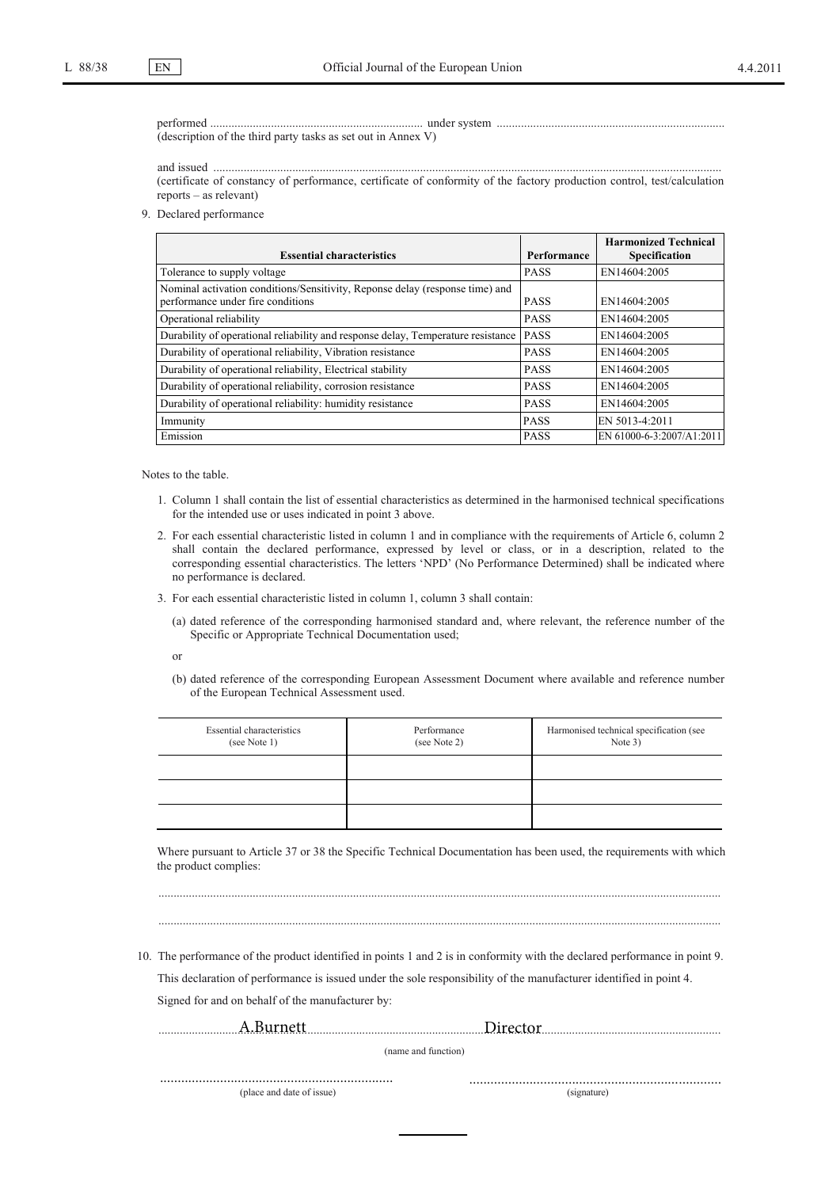performed ....................................................................... under system ..........................................................................
(description of the third party tasks as set out in Annex V)

and issued ........................................................................................................................................................................
(certificate of constancy of performance, certificate of conformity of the factory production control, test/calculation reports – as relevant)

9. Declared performance

| Essential characteristics | Performance | Harmonized Technical Specification |
|---|---|---|
| Tolerance to supply voltage | PASS | EN14604:2005 |
| Nominal activation conditions/Sensitivity, Reponse delay (response time) and performance under fire conditions | PASS | EN14604:2005 |
| Operational reliability | PASS | EN14604:2005 |
| Durability of operational reliability and response delay, Temperature resistance | PASS | EN14604:2005 |
| Durability of operational reliability, Vibration resistance | PASS | EN14604:2005 |
| Durability of operational reliability, Electrical stability | PASS | EN14604:2005 |
| Durability of operational reliability, corrosion resistance | PASS | EN14604:2005 |
| Durability of operational reliability: humidity resistance | PASS | EN14604:2005 |
| Immunity | PASS | EN 5013-4:2011 |
| Emission | PASS | EN 61000-6-3:2007/A1:2011 |

Notes to the table.

1. Column 1 shall contain the list of essential characteristics as determined in the harmonised technical specifications for the intended use or uses indicated in point 3 above.
2. For each essential characteristic listed in column 1 and in compliance with the requirements of Article 6, column 2 shall contain the declared performance, expressed by level or class, or in a description, related to the corresponding essential characteristics. The letters 'NPD' (No Performance Determined) shall be indicated where no performance is declared.
3. For each essential characteristic listed in column 1, column 3 shall contain:

   (a) dated reference of the corresponding harmonised standard and, where relevant, the reference number of the Specific or Appropriate Technical Documentation used;

   or

   (b) dated reference of the corresponding European Assessment Document where available and reference number of the European Technical Assessment used.

| Essential characteristics (see Note 1) | Performance (see Note 2) | Harmonised technical specification (see Note 3) |
|---|---|---|
| | | |
| | | |
| | | |

Where pursuant to Article 37 or 38 the Specific Technical Documentation has been used, the requirements with which the product complies:

..........................................................................................................................................................................................

..........................................................................................................................................................................................

10. The performance of the product identified in points 1 and 2 is in conformity with the declared performance in point 9.

This declaration of performance is issued under the sole responsibility of the manufacturer identified in point 4.

Signed for and on behalf of the manufacturer by:

............................A.Burnett.............................................................Director..........................................................
(name and function)

................................................................. ......................................................................
(place and date of issue) (signature)